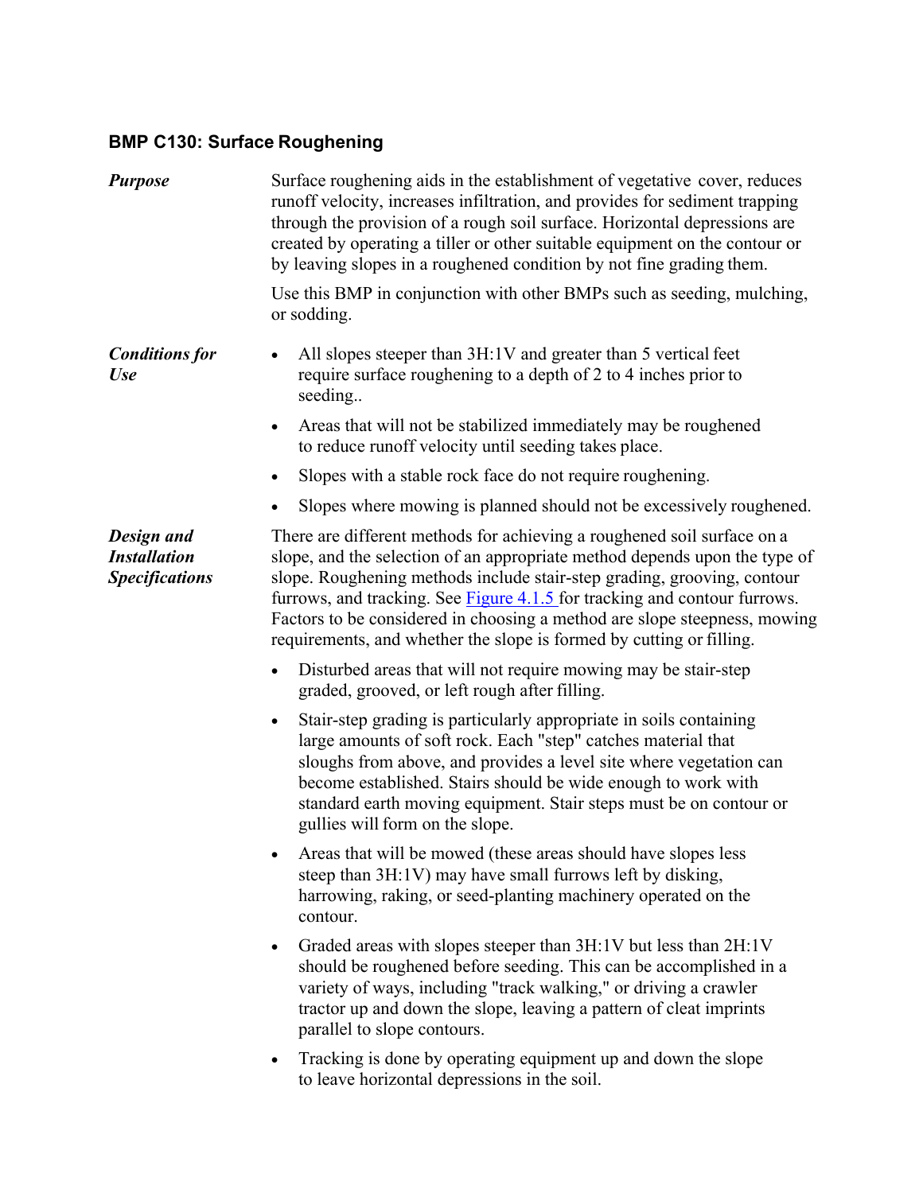## BMP C130: Surface Roughening

***Purpose***

Surface roughening aids in the establishment of vegetative cover, reduces runoff velocity, increases infiltration, and provides for sediment trapping through the provision of a rough soil surface. Horizontal depressions are created by operating a tiller or other suitable equipment on the contour or by leaving slopes in a roughened condition by not fine grading them.

Use this BMP in conjunction with other BMPs such as seeding, mulching, or sodding.

***Conditions for Use***

- All slopes steeper than 3H:1V and greater than 5 vertical feet require surface roughening to a depth of 2 to 4 inches prior to seeding..
- Areas that will not be stabilized immediately may be roughened to reduce runoff velocity until seeding takes place.
- Slopes with a stable rock face do not require roughening.
- Slopes where mowing is planned should not be excessively roughened.

***Design and Installation Specifications***

There are different methods for achieving a roughened soil surface on a slope, and the selection of an appropriate method depends upon the type of slope. Roughening methods include stair-step grading, grooving, contour furrows, and tracking. See Figure 4.1.5 for tracking and contour furrows. Factors to be considered in choosing a method are slope steepness, mowing requirements, and whether the slope is formed by cutting or filling.

- Disturbed areas that will not require mowing may be stair-step graded, grooved, or left rough after filling.
- Stair-step grading is particularly appropriate in soils containing large amounts of soft rock. Each "step" catches material that sloughs from above, and provides a level site where vegetation can become established. Stairs should be wide enough to work with standard earth moving equipment. Stair steps must be on contour or gullies will form on the slope.
- Areas that will be mowed (these areas should have slopes less steep than 3H:1V) may have small furrows left by disking, harrowing, raking, or seed-planting machinery operated on the contour.
- Graded areas with slopes steeper than 3H:1V but less than 2H:1V should be roughened before seeding. This can be accomplished in a variety of ways, including "track walking," or driving a crawler tractor up and down the slope, leaving a pattern of cleat imprints parallel to slope contours.
- Tracking is done by operating equipment up and down the slope to leave horizontal depressions in the soil.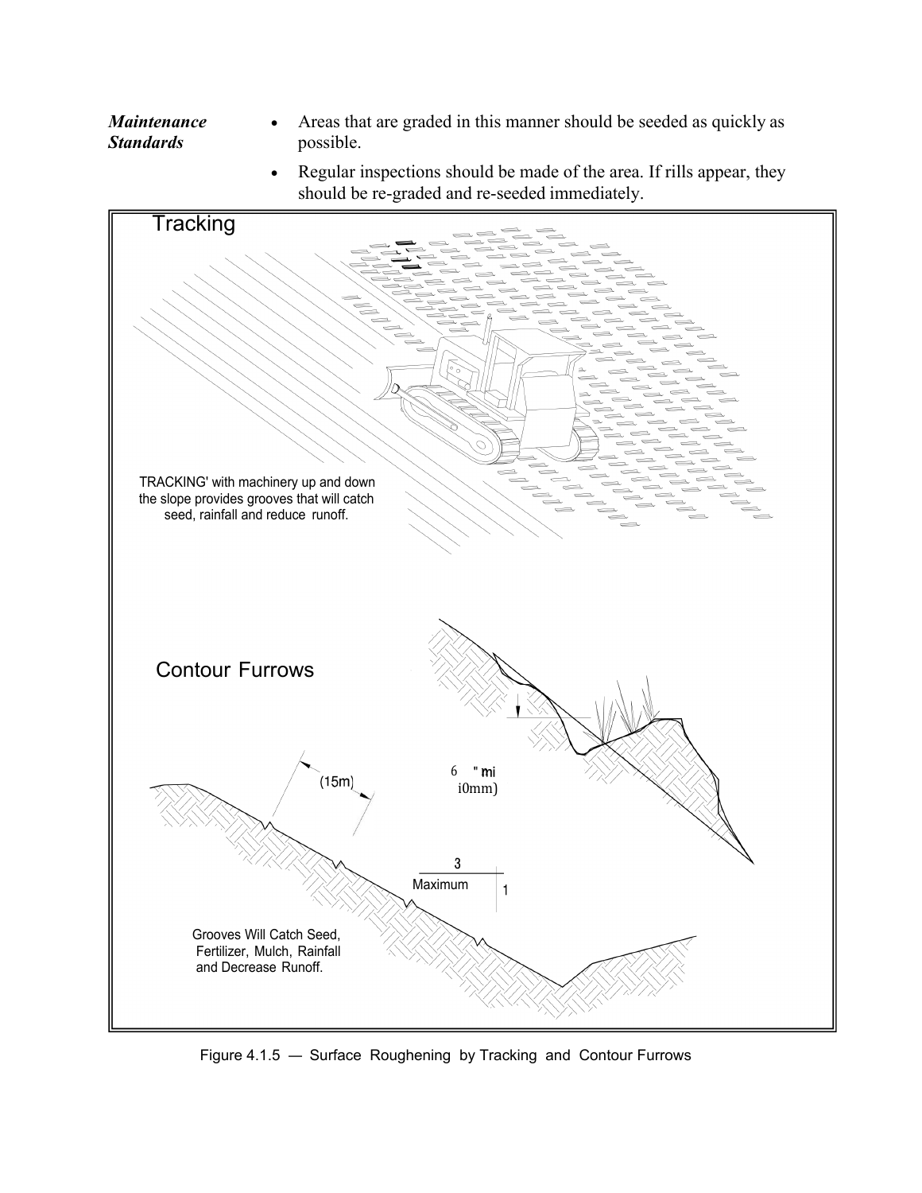***Maintenance Standards***

- Areas that are graded in this manner should be seeded as quickly as possible.
- Regular inspections should be made of the area. If rills appear, they should be re-graded and re-seeded immediately.

Tracking

TRACKING' with machinery up and down the slope provides grooves that will catch seed, rainfall and reduce runoff.

Contour Furrows

(15m)

6 " mi
i0mm)

3
Maximum 1

Grooves Will Catch Seed, Fertilizer, Mulch, Rainfall and Decrease Runoff.

Figure 4.1.5 — Surface Roughening by Tracking and Contour Furrows